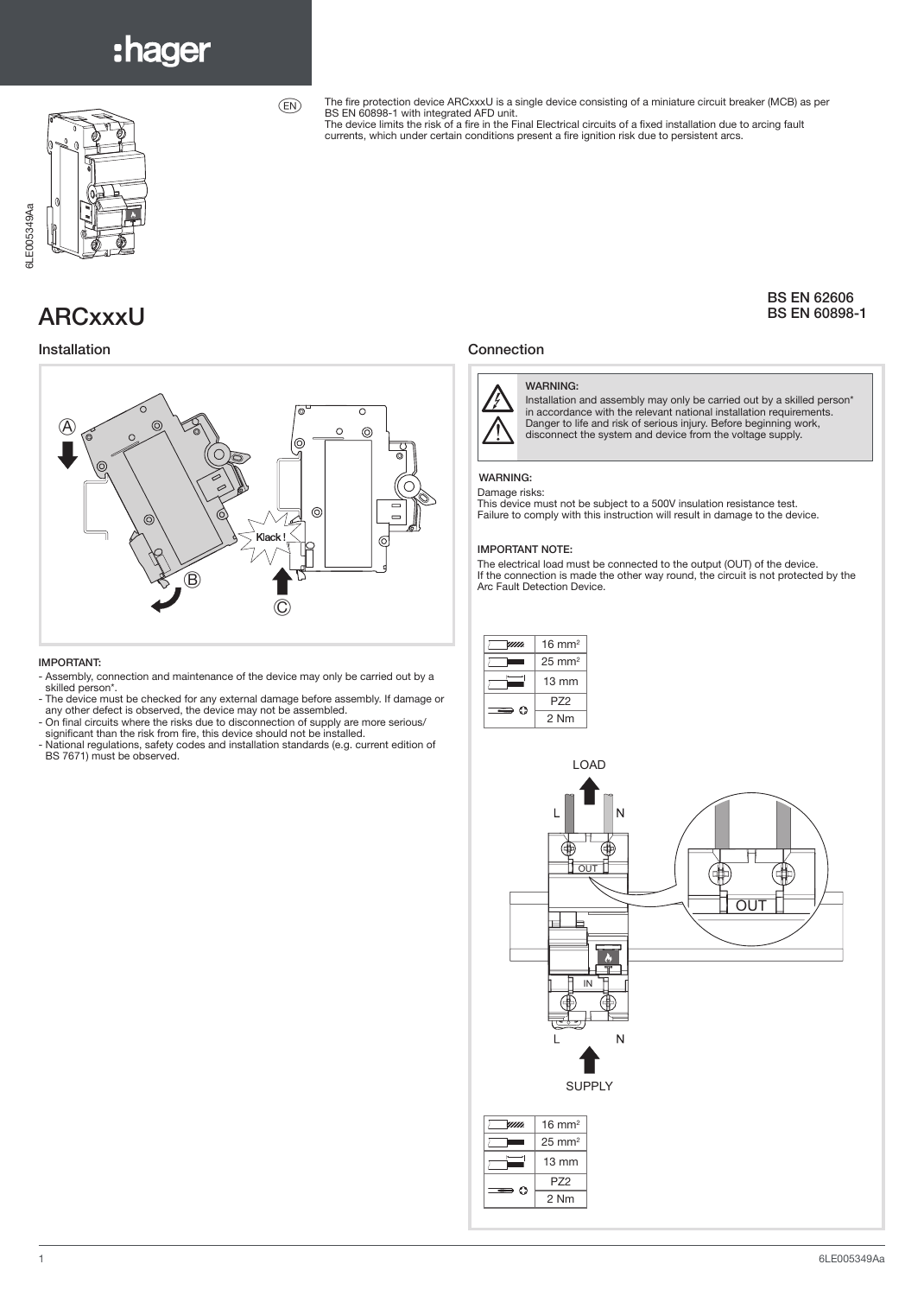:hager

EN

The fire protection device ARCxxxU is a single device consisting of a miniature circuit breaker (MCB) as per BS EN 60898-1 with integrated AFD unit.
The device limits the risk of a fire in the Final Electrical circuits of a fixed installation due to arcing fault currents, which under certain conditions present a fire ignition risk due to persistent arcs.

6LE005349Aa

# ARCxxxU

BS EN 62606
BS EN 60898-1

## Installation

A
B
Klack !
C

**IMPORTANT:**

- Assembly, connection and maintenance of the device may only be carried out by a skilled person*.
- The device must be checked for any external damage before assembly. If damage or any other defect is observed, the device may not be assembled.
- On final circuits where the risks due to disconnection of supply are more serious/ significant than the risk from fire, this device should not be installed.
- National regulations, safety codes and installation standards (e.g. current edition of BS 7671) must be observed.

## Connection

**WARNING:**
Installation and assembly may only be carried out by a skilled person* in accordance with the relevant national installation requirements. Danger to life and risk of serious injury. Before beginning work, disconnect the system and device from the voltage supply.

**WARNING:**
Damage risks:
This device must not be subject to a 500V insulation resistance test.
Failure to comply with this instruction will result in damage to the device.

**IMPORTANT NOTE:**
The electrical load must be connected to the output (OUT) of the device.
If the connection is made the other way round, the circuit is not protected by the Arc Fault Detection Device.

| | |
|---|---|
| | 16 mm² |
| | 25 mm² |
| | 13 mm |
| | PZ2 |
| | 2 Nm |

LOAD

L N

OUT

IN

L N

SUPPLY

| | |
|---|---|
| | 16 mm² |
| | 25 mm² |
| | 13 mm |
| | PZ2 |
| | 2 Nm |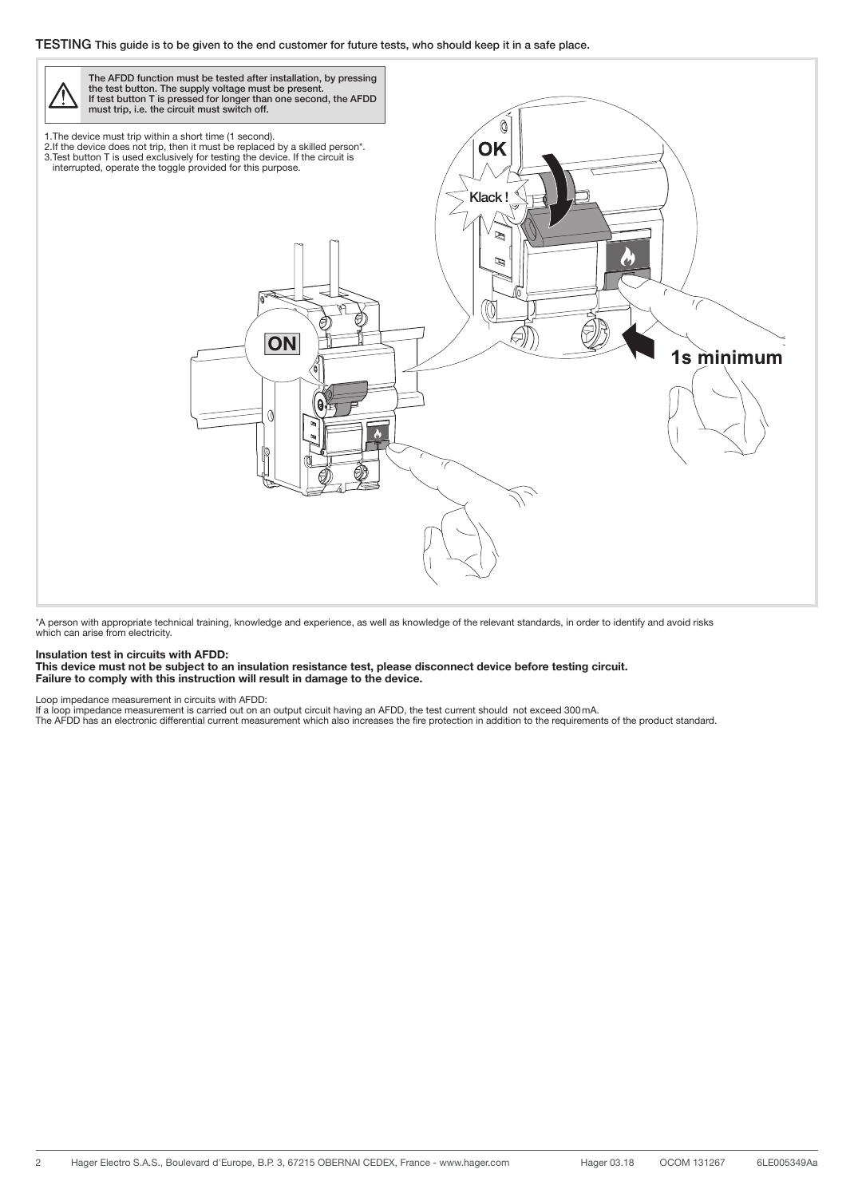**TESTING** This guide is to be given to the end customer for future tests, who should keep it in a safe place.

**The AFDD function must be tested after installation, by pressing the test button. The supply voltage must be present. If test button T is pressed for longer than one second, the AFDD must trip, i.e. the circuit must switch off.**

1. The device must trip within a short time (1 second).
2. If the device does not trip, then it must be replaced by a skilled person*.
3. Test button T is used exclusively for testing the device. If the circuit is interrupted, operate the toggle provided for this purpose.

OK

Klack !

ON

1s minimum

*A person with appropriate technical training, knowledge and experience, as well as knowledge of the relevant standards, in order to identify and avoid risks which can arise from electricity.

**Insulation test in circuits with AFDD:**
**This device must not be subject to an insulation resistance test, please disconnect device before testing circuit.**
**Failure to comply with this instruction will result in damage to the device.**

Loop impedance measurement in circuits with AFDD:
If a loop impedance measurement is carried out on an output circuit having an AFDD, the test current should not exceed 300 mA.
The AFDD has an electronic differential current measurement which also increases the fire protection in addition to the requirements of the product standard.